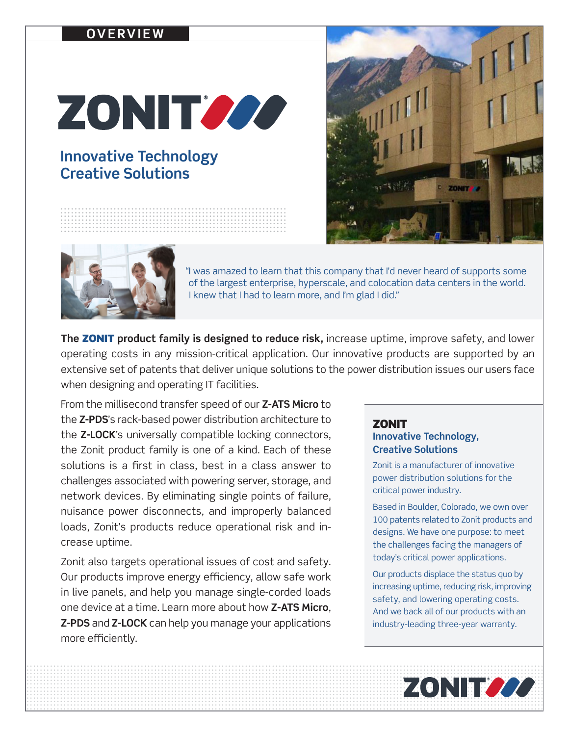OVERVIEW

# ZONIT

## Innovative Technology
## Creative Solutions

"I was amazed to learn that this company that I'd never heard of supports some of the largest enterprise, hyperscale, and colocation data centers in the world. I knew that I had to learn more, and I'm glad I did."

**The ZONIT product family is designed to reduce risk,** increase uptime, improve safety, and lower operating costs in any mission-critical application. Our innovative products are supported by an extensive set of patents that deliver unique solutions to the power distribution issues our users face when designing and operating IT facilities.

From the millisecond transfer speed of our **Z-ATS Micro** to the **Z-PDS**'s rack-based power distribution architecture to the **Z-LOCK**'s universally compatible locking connectors, the Zonit product family is one of a kind. Each of these solutions is a first in class, best in a class answer to challenges associated with powering server, storage, and network devices. By eliminating single points of failure, nuisance power disconnects, and improperly balanced loads, Zonit's products reduce operational risk and increase uptime.

Zonit also targets operational issues of cost and safety. Our products improve energy efficiency, allow safe work in live panels, and help you manage single-corded loads one device at a time. Learn more about how **Z-ATS Micro**, **Z-PDS** and **Z-LOCK** can help you manage your applications more efficiently.

### ZONIT
### Innovative Technology, Creative Solutions

Zonit is a manufacturer of innovative power distribution solutions for the critical power industry.

Based in Boulder, Colorado, we own over 100 patents related to Zonit products and designs. We have one purpose: to meet the challenges facing the managers of today's critical power applications.

Our products displace the status quo by increasing uptime, reducing risk, improving safety, and lowering operating costs. And we back all of our products with an industry-leading three-year warranty.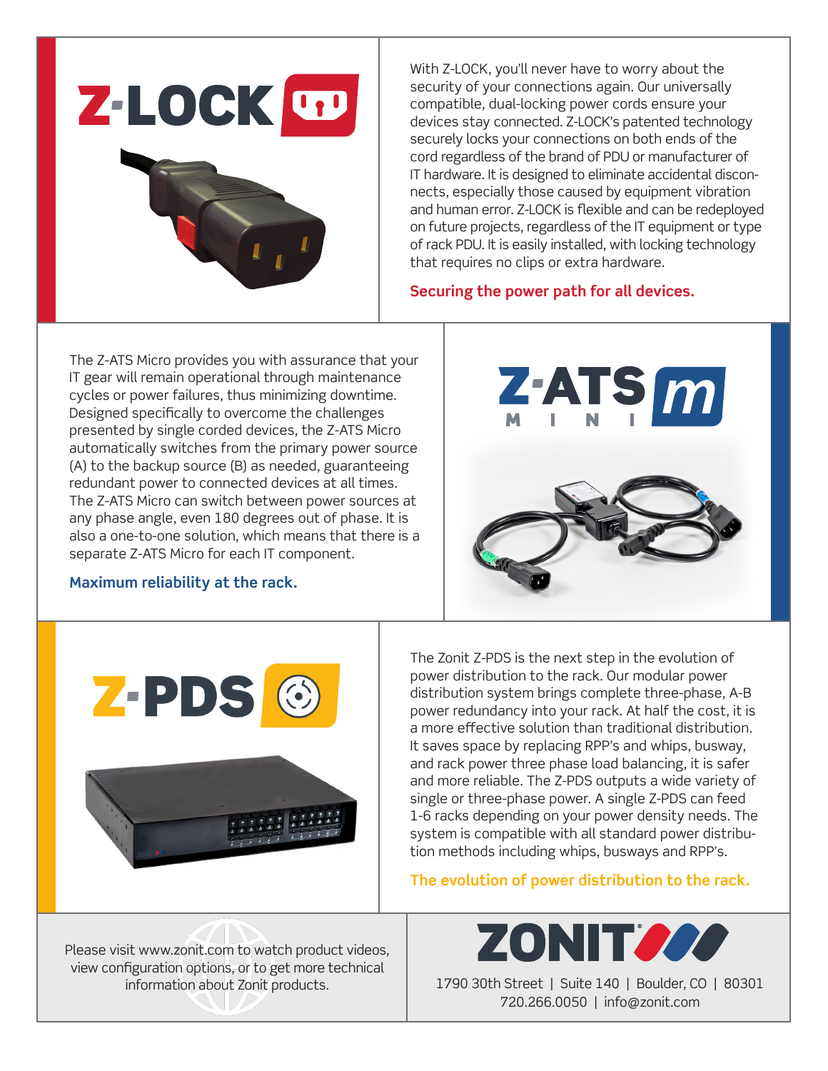# Z-LOCK

With Z-LOCK, you'll never have to worry about the security of your connections again. Our universally compatible, dual-locking power cords ensure your devices stay connected. Z-LOCK's patented technology securely locks your connections on both ends of the cord regardless of the brand of PDU or manufacturer of IT hardware. It is designed to eliminate accidental disconnects, especially those caused by equipment vibration and human error. Z-LOCK is flexible and can be redeployed on future projects, regardless of the IT equipment or type of rack PDU. It is easily installed, with locking technology that requires no clips or extra hardware.

**Securing the power path for all devices.**

# Z-ATS MINI

The Z-ATS Micro provides you with assurance that your IT gear will remain operational through maintenance cycles or power failures, thus minimizing downtime. Designed specifically to overcome the challenges presented by single corded devices, the Z-ATS Micro automatically switches from the primary power source (A) to the backup source (B) as needed, guaranteeing redundant power to connected devices at all times. The Z-ATS Micro can switch between power sources at any phase angle, even 180 degrees out of phase. It is also a one-to-one solution, which means that there is a separate Z-ATS Micro for each IT component.

**Maximum reliability at the rack.**

# Z-PDS

The Zonit Z-PDS is the next step in the evolution of power distribution to the rack. Our modular power distribution system brings complete three-phase, A-B power redundancy into your rack. At half the cost, it is a more effective solution than traditional distribution. It saves space by replacing RPP's and whips, busway, and rack power three phase load balancing, it is safer and more reliable. The Z-PDS outputs a wide variety of single or three-phase power. A single Z-PDS can feed 1-6 racks depending on your power density needs. The system is compatible with all standard power distribution methods including whips, busways and RPP's.

**The evolution of power distribution to the rack.**

Please visit www.zonit.com to watch product videos, view configuration options, or to get more technical information about Zonit products.

ZONIT

1790 30th Street | Suite 140 | Boulder, CO | 80301
720.266.0050 | info@zonit.com